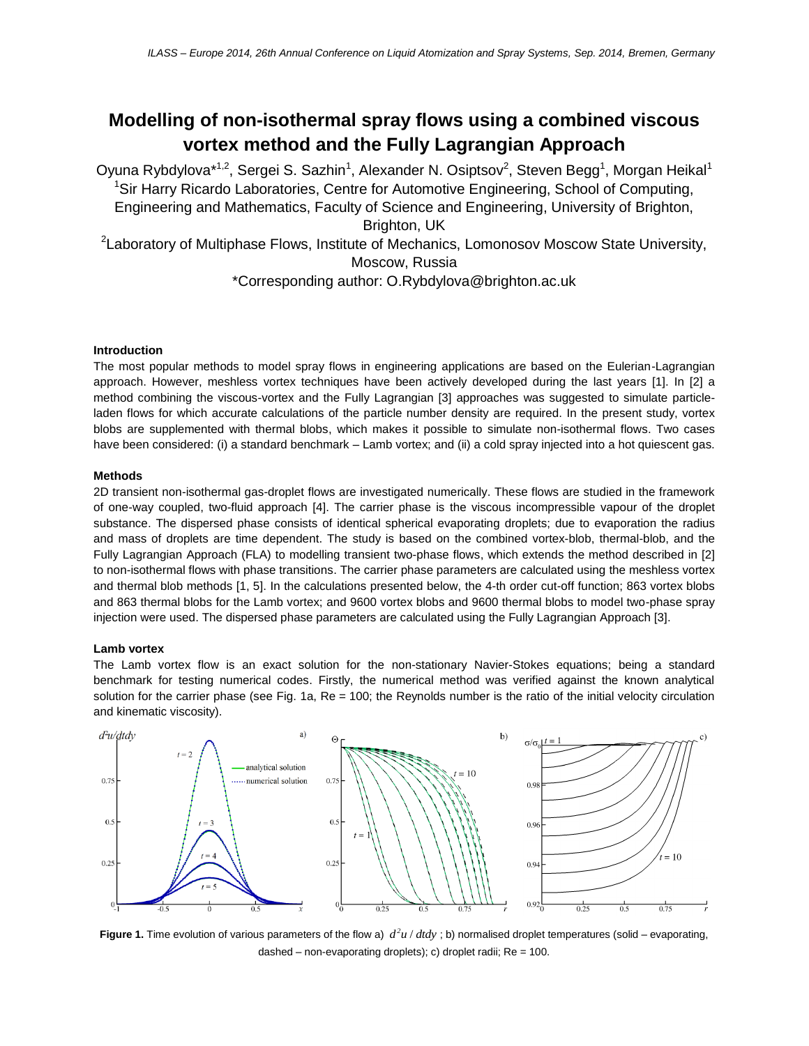# Modelling of non-isothermal spray flows using a combined viscous vortex method and the Fully Lagrangian Approach

Oyuna Rybdylova*[1,2], Sergei S. Sazhin[1], Alexander N. Osiptsov[2], Steven Begg[1], Morgan Heikal[1]

[1]Sir Harry Ricardo Laboratories, Centre for Automotive Engineering, School of Computing, Engineering and Mathematics, Faculty of Science and Engineering, University of Brighton, Brighton, UK

[2]Laboratory of Multiphase Flows, Institute of Mechanics, Lomonosov Moscow State University, Moscow, Russia

*Corresponding author: O.Rybdylova@brighton.ac.uk

### Introduction

The most popular methods to model spray flows in engineering applications are based on the Eulerian-Lagrangian approach. However, meshless vortex techniques have been actively developed during the last years [1]. In [2] a method combining the viscous-vortex and the Fully Lagrangian [3] approaches was suggested to simulate particle-laden flows for which accurate calculations of the particle number density are required. In the present study, vortex blobs are supplemented with thermal blobs, which makes it possible to simulate non-isothermal flows. Two cases have been considered: (i) a standard benchmark – Lamb vortex; and (ii) a cold spray injected into a hot quiescent gas.

### Methods

2D transient non-isothermal gas-droplet flows are investigated numerically. These flows are studied in the framework of one-way coupled, two-fluid approach [4]. The carrier phase is the viscous incompressible vapour of the droplet substance. The dispersed phase consists of identical spherical evaporating droplets; due to evaporation the radius and mass of droplets are time dependent. The study is based on the combined vortex-blob, thermal-blob, and the Fully Lagrangian Approach (FLA) to modelling transient two-phase flows, which extends the method described in [2] to non-isothermal flows with phase transitions. The carrier phase parameters are calculated using the meshless vortex and thermal blob methods [1, 5]. In the calculations presented below, the 4-th order cut-off function; 863 vortex blobs and 863 thermal blobs for the Lamb vortex; and 9600 vortex blobs and 9600 thermal blobs to model two-phase spray injection were used. The dispersed phase parameters are calculated using the Fully Lagrangian Approach [3].

### Lamb vortex

The Lamb vortex flow is an exact solution for the non-stationary Navier-Stokes equations; being a standard benchmark for testing numerical codes. Firstly, the numerical method was verified against the known analytical solution for the carrier phase (see Fig. 1a, Re = 100; the Reynolds number is the ratio of the initial velocity circulation and kinematic viscosity).

**Figure 1.** Time evolution of various parameters of the flow a) $d^2u/dtdy$ ; b) normalised droplet temperatures (solid – evaporating, dashed – non-evaporating droplets); c) droplet radii; Re = 100.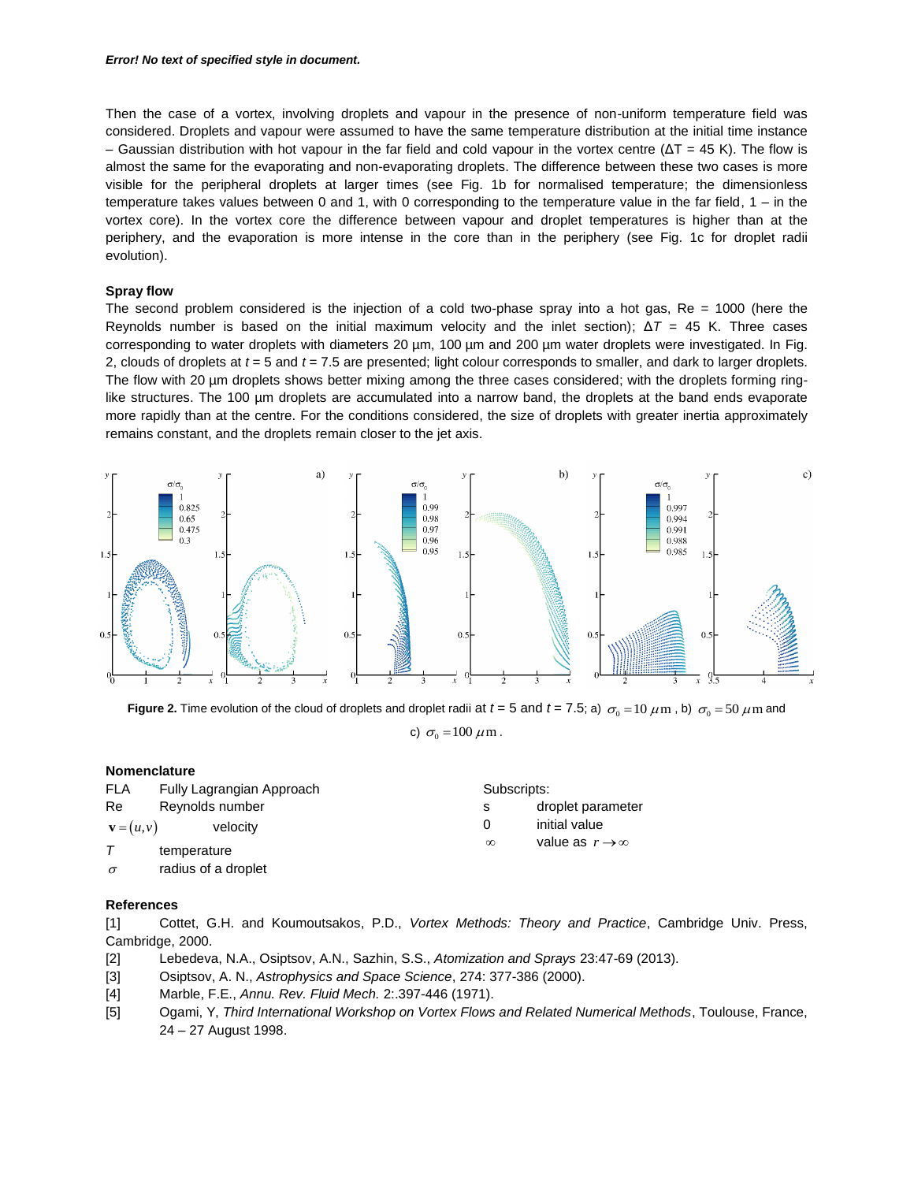Then the case of a vortex, involving droplets and vapour in the presence of non-uniform temperature field was considered. Droplets and vapour were assumed to have the same temperature distribution at the initial time instance – Gaussian distribution with hot vapour in the far field and cold vapour in the vortex centre (ΔT = 45 K). The flow is almost the same for the evaporating and non-evaporating droplets. The difference between these two cases is more visible for the peripheral droplets at larger times (see Fig. 1b for normalised temperature; the dimensionless temperature takes values between 0 and 1, with 0 corresponding to the temperature value in the far field, 1 – in the vortex core). In the vortex core the difference between vapour and droplet temperatures is higher than at the periphery, and the evaporation is more intense in the core than in the periphery (see Fig. 1c for droplet radii evolution).

### Spray flow

The second problem considered is the injection of a cold two-phase spray into a hot gas, Re = 1000 (here the Reynolds number is based on the initial maximum velocity and the inlet section); $\Delta T$ = 45 K. Three cases corresponding to water droplets with diameters 20 µm, 100 µm and 200 µm water droplets were investigated. In Fig. 2, clouds of droplets at $t$ = 5 and $t$ = 7.5 are presented; light colour corresponds to smaller, and dark to larger droplets. The flow with 20 µm droplets shows better mixing among the three cases considered; with the droplets forming ring-like structures. The 100 µm droplets are accumulated into a narrow band, the droplets at the band ends evaporate more rapidly than at the centre. For the conditions considered, the size of droplets with greater inertia approximately remains constant, and the droplets remain closer to the jet axis.

y
σ/σ0
1
0.825
0.65
0.475
0.3
a)
σ/σ0
1
0.99
0.98
0.97
0.96
0.95
b)
σ/σ0
1
0.997
0.994
0.991
0.988
0.985
c)
x

**Figure 2.** Time evolution of the cloud of droplets and droplet radii at $t$ = 5 and $t$ = 7.5; a) $\sigma_0 = 10\,\mu\text{m}$ , b) $\sigma_0 = 50\,\mu\text{m}$ and c) $\sigma_0 = 100\,\mu\text{m}$ .

### Nomenclature

| | |
|---|---|
| FLA | Fully Lagrangian Approach |
| Re | Reynolds number |
| $\mathbf{v} = (u, v)$ | velocity |
| $T$ | temperature |
| $\sigma$ | radius of a droplet |

Subscripts:

| | |
|---|---|
| s | droplet parameter |
| 0 | initial value |
| $\infty$ | value as $r \to \infty$ |

### References

[1] Cottet, G.H. and Koumoutsakos, P.D., *Vortex Methods: Theory and Practice*, Cambridge Univ. Press, Cambridge, 2000.

[2] Lebedeva, N.A., Osiptsov, A.N., Sazhin, S.S., *Atomization and Sprays* 23:47-69 (2013).

[3] Osiptsov, A. N., *Astrophysics and Space Science*, 274: 377-386 (2000).

[4] Marble, F.E., *Annu. Rev. Fluid Mech.* 2:.397-446 (1971).

[5] Ogami, Y, *Third International Workshop on Vortex Flows and Related Numerical Methods*, Toulouse, France, 24 – 27 August 1998.